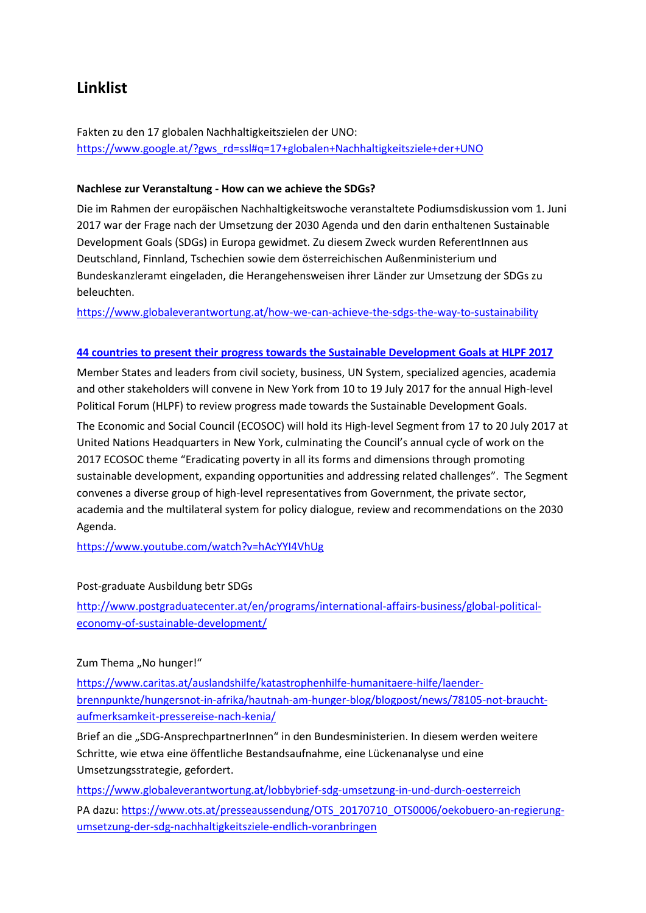# Linklist

Fakten zu den 17 globalen Nachhaltigkeitszielen der UNO:
https://www.google.at/?gws_rd=ssl#q=17+globalen+Nachhaltigkeitsziele+der+UNO

**Nachlese zur Veranstaltung - How can we achieve the SDGs?**

Die im Rahmen der europäischen Nachhaltigkeitswoche veranstaltete Podiumsdiskussion vom 1. Juni 2017 war der Frage nach der Umsetzung der 2030 Agenda und den darin enthaltenen Sustainable Development Goals (SDGs) in Europa gewidmet. Zu diesem Zweck wurden ReferentInnen aus Deutschland, Finnland, Tschechien sowie dem österreichischen Außenministerium und Bundeskanzleramt eingeladen, die Herangehensweisen ihrer Länder zur Umsetzung der SDGs zu beleuchten.

https://www.globaleverantwortung.at/how-we-can-achieve-the-sdgs-the-way-to-sustainability

**44 countries to present their progress towards the Sustainable Development Goals at HLPF 2017**

Member States and leaders from civil society, business, UN System, specialized agencies, academia and other stakeholders will convene in New York from 10 to 19 July 2017 for the annual High-level Political Forum (HLPF) to review progress made towards the Sustainable Development Goals.

The Economic and Social Council (ECOSOC) will hold its High-level Segment from 17 to 20 July 2017 at United Nations Headquarters in New York, culminating the Council's annual cycle of work on the 2017 ECOSOC theme "Eradicating poverty in all its forms and dimensions through promoting sustainable development, expanding opportunities and addressing related challenges". The Segment convenes a diverse group of high-level representatives from Government, the private sector, academia and the multilateral system for policy dialogue, review and recommendations on the 2030 Agenda.

https://www.youtube.com/watch?v=hAcYYI4VhUg

Post-graduate Ausbildung betr SDGs

http://www.postgraduatecenter.at/en/programs/international-affairs-business/global-political-economy-of-sustainable-development/

Zum Thema „No hunger!"

https://www.caritas.at/auslandshilfe/katastrophenhilfe-humanitaere-hilfe/laender-brennpunkte/hungersnot-in-afrika/hautnah-am-hunger-blog/blogpost/news/78105-not-braucht-aufmerksamkeit-pressereise-nach-kenia/

Brief an die „SDG-AnsprechpartnerInnen" in den Bundesministerien. In diesem werden weitere Schritte, wie etwa eine öffentliche Bestandsaufnahme, eine Lückenanalyse und eine Umsetzungsstrategie, gefordert.

https://www.globaleverantwortung.at/lobbybrief-sdg-umsetzung-in-und-durch-oesterreich

PA dazu: https://www.ots.at/presseaussendung/OTS_20170710_OTS0006/oekobuero-an-regierung-umsetzung-der-sdg-nachhaltigkeitsziele-endlich-voranbringen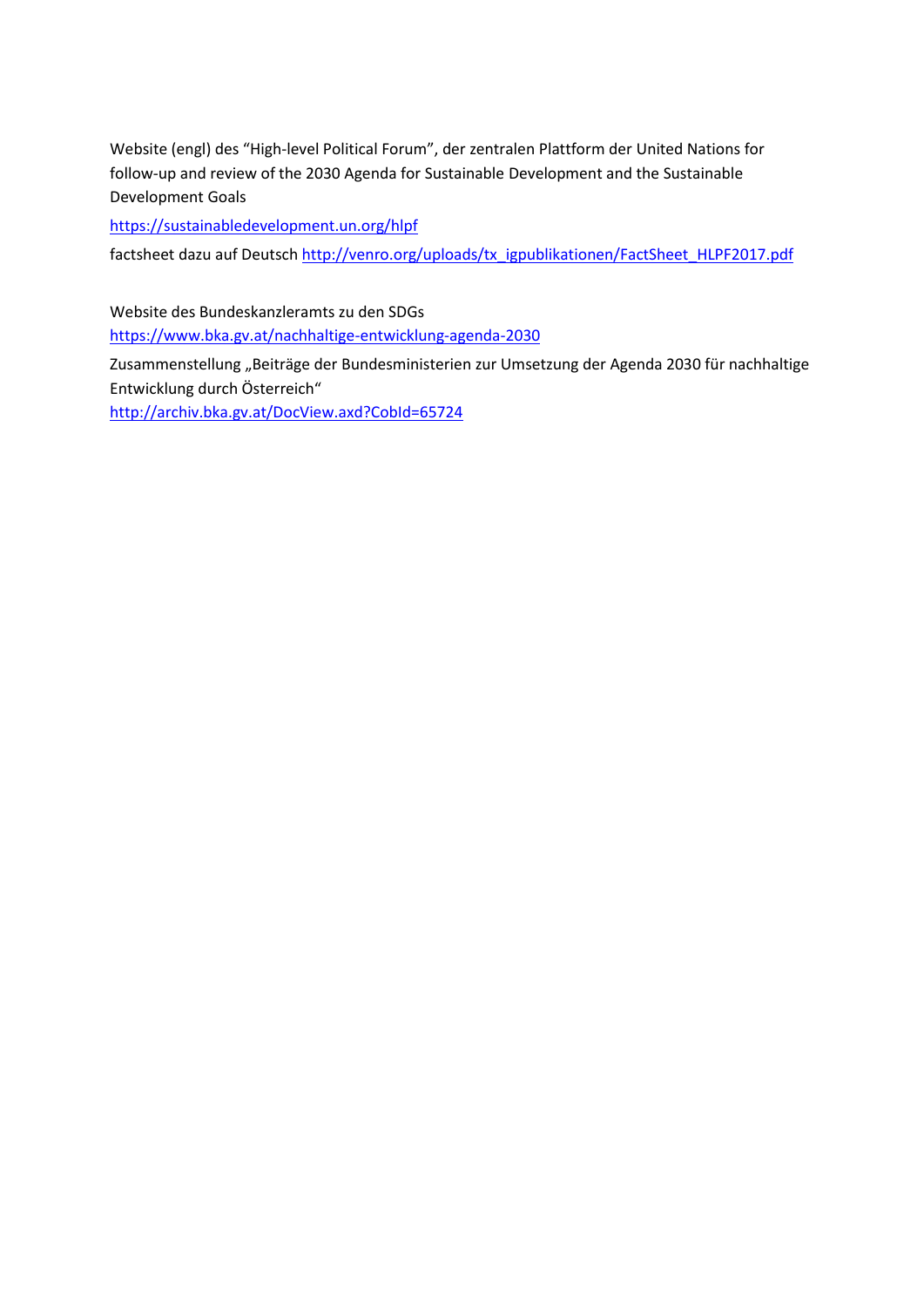Website (engl) des "High-level Political Forum", der zentralen Plattform der United Nations for follow-up and review of the 2030 Agenda for Sustainable Development and the Sustainable Development Goals

https://sustainabledevelopment.un.org/hlpf

factsheet dazu auf Deutsch http://venro.org/uploads/tx_igpublikationen/FactSheet_HLPF2017.pdf

Website des Bundeskanzleramts zu den SDGs
https://www.bka.gv.at/nachhaltige-entwicklung-agenda-2030

Zusammenstellung „Beiträge der Bundesministerien zur Umsetzung der Agenda 2030 für nachhaltige Entwicklung durch Österreich"
http://archiv.bka.gv.at/DocView.axd?CobId=65724